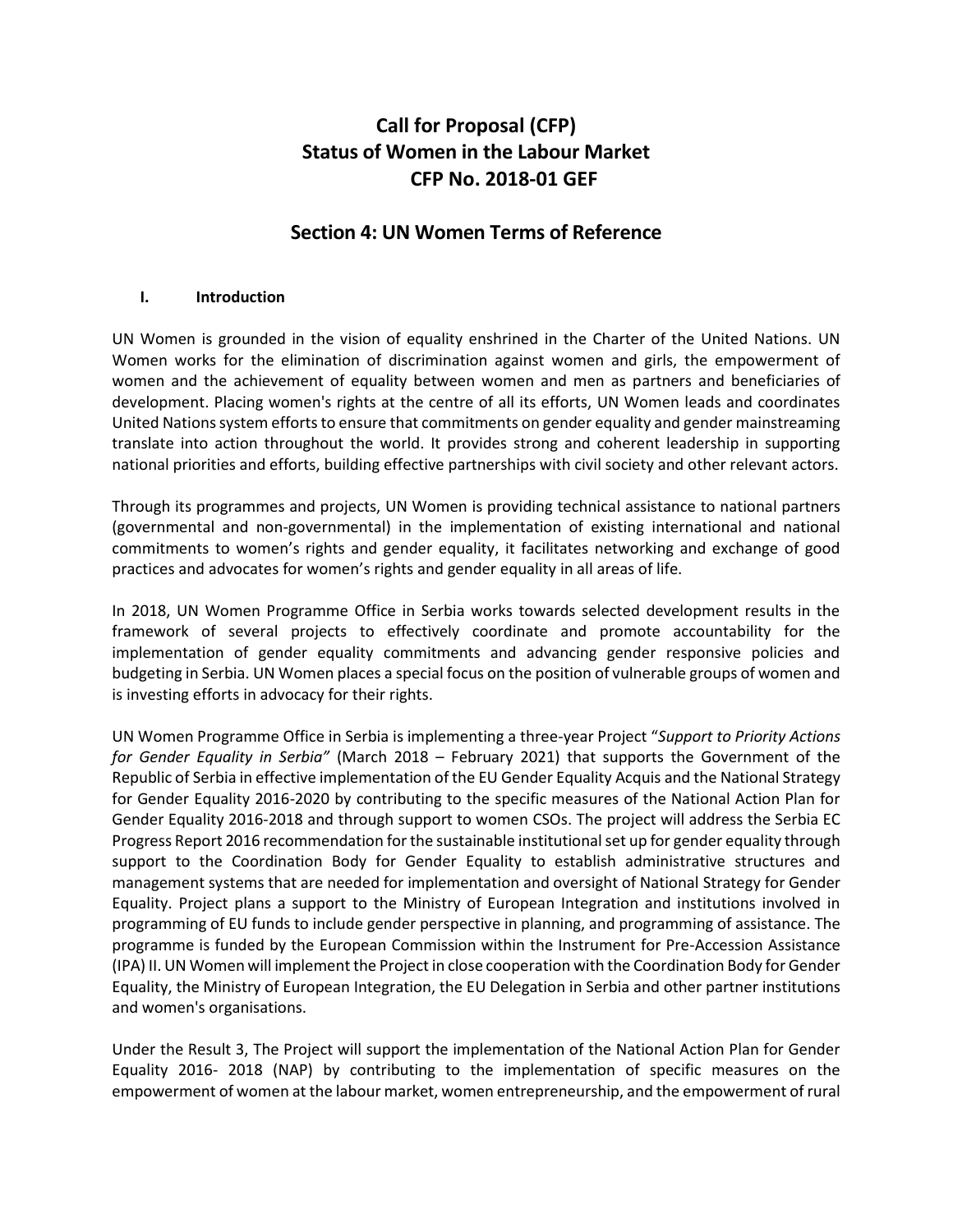# Call for Proposal (CFP)
# Status of Women in the Labour Market
# CFP No. 2018-01 GEF

## Section 4: UN Women Terms of Reference

### I. Introduction

UN Women is grounded in the vision of equality enshrined in the Charter of the United Nations. UN Women works for the elimination of discrimination against women and girls, the empowerment of women and the achievement of equality between women and men as partners and beneficiaries of development. Placing women's rights at the centre of all its efforts, UN Women leads and coordinates United Nations system efforts to ensure that commitments on gender equality and gender mainstreaming translate into action throughout the world. It provides strong and coherent leadership in supporting national priorities and efforts, building effective partnerships with civil society and other relevant actors.

Through its programmes and projects, UN Women is providing technical assistance to national partners (governmental and non-governmental) in the implementation of existing international and national commitments to women's rights and gender equality, it facilitates networking and exchange of good practices and advocates for women's rights and gender equality in all areas of life.

In 2018, UN Women Programme Office in Serbia works towards selected development results in the framework of several projects to effectively coordinate and promote accountability for the implementation of gender equality commitments and advancing gender responsive policies and budgeting in Serbia. UN Women places a special focus on the position of vulnerable groups of women and is investing efforts in advocacy for their rights.

UN Women Programme Office in Serbia is implementing a three-year Project "*Support to Priority Actions for Gender Equality in Serbia"* (March 2018 – February 2021) that supports the Government of the Republic of Serbia in effective implementation of the EU Gender Equality Acquis and the National Strategy for Gender Equality 2016-2020 by contributing to the specific measures of the National Action Plan for Gender Equality 2016-2018 and through support to women CSOs. The project will address the Serbia EC Progress Report 2016 recommendation for the sustainable institutional set up for gender equality through support to the Coordination Body for Gender Equality to establish administrative structures and management systems that are needed for implementation and oversight of National Strategy for Gender Equality. Project plans a support to the Ministry of European Integration and institutions involved in programming of EU funds to include gender perspective in planning, and programming of assistance. The programme is funded by the European Commission within the Instrument for Pre-Accession Assistance (IPA) II. UN Women will implement the Project in close cooperation with the Coordination Body for Gender Equality, the Ministry of European Integration, the EU Delegation in Serbia and other partner institutions and women's organisations.

Under the Result 3, The Project will support the implementation of the National Action Plan for Gender Equality 2016- 2018 (NAP) by contributing to the implementation of specific measures on the empowerment of women at the labour market, women entrepreneurship, and the empowerment of rural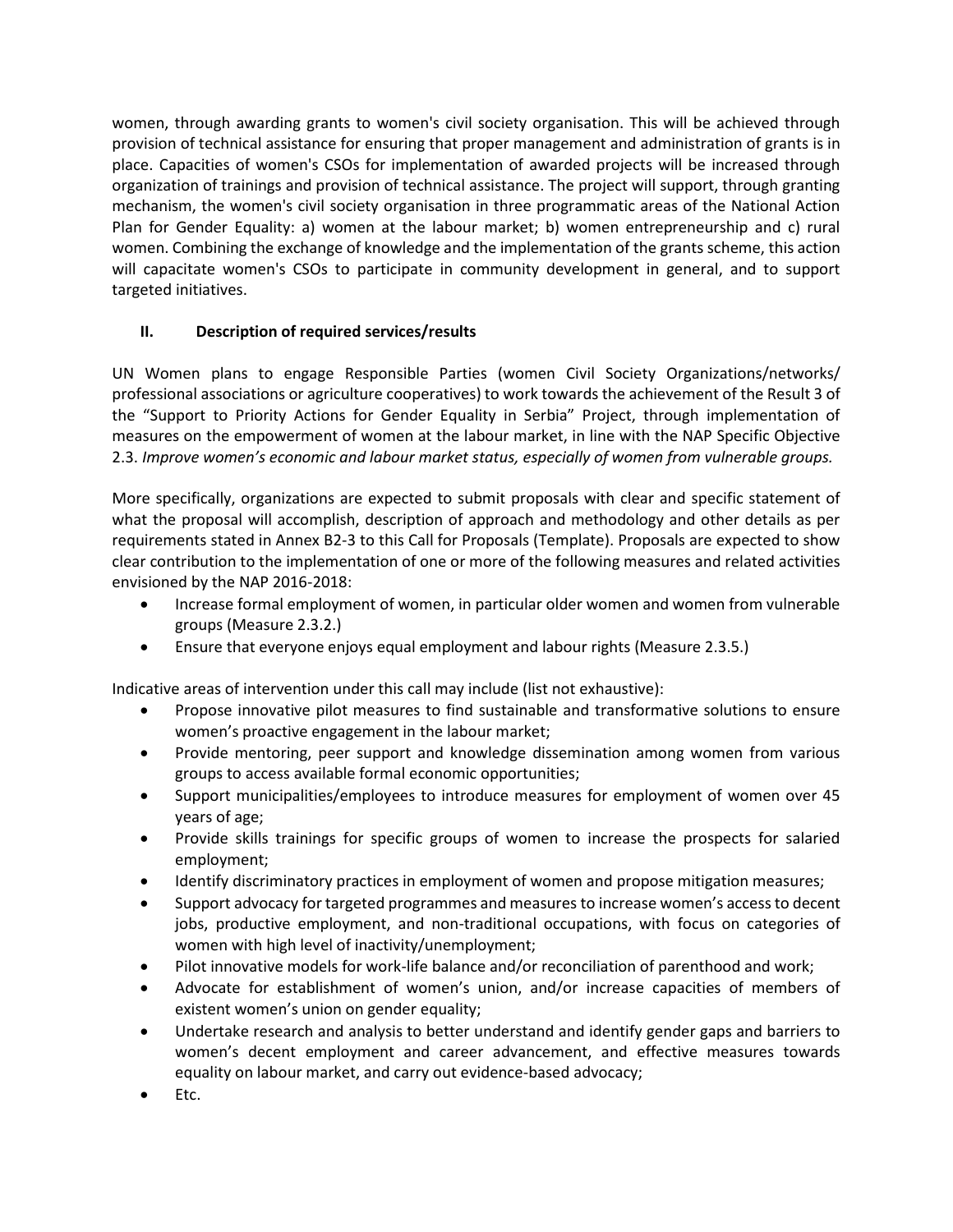women, through awarding grants to women's civil society organisation. This will be achieved through provision of technical assistance for ensuring that proper management and administration of grants is in place. Capacities of women's CSOs for implementation of awarded projects will be increased through organization of trainings and provision of technical assistance. The project will support, through granting mechanism, the women's civil society organisation in three programmatic areas of the National Action Plan for Gender Equality: a) women at the labour market; b) women entrepreneurship and c) rural women. Combining the exchange of knowledge and the implementation of the grants scheme, this action will capacitate women's CSOs to participate in community development in general, and to support targeted initiatives.

## II. Description of required services/results

UN Women plans to engage Responsible Parties (women Civil Society Organizations/networks/ professional associations or agriculture cooperatives) to work towards the achievement of the Result 3 of the "Support to Priority Actions for Gender Equality in Serbia" Project, through implementation of measures on the empowerment of women at the labour market, in line with the NAP Specific Objective 2.3. *Improve women's economic and labour market status, especially of women from vulnerable groups.*

More specifically, organizations are expected to submit proposals with clear and specific statement of what the proposal will accomplish, description of approach and methodology and other details as per requirements stated in Annex B2-3 to this Call for Proposals (Template). Proposals are expected to show clear contribution to the implementation of one or more of the following measures and related activities envisioned by the NAP 2016-2018:

- Increase formal employment of women, in particular older women and women from vulnerable groups (Measure 2.3.2.)
- Ensure that everyone enjoys equal employment and labour rights (Measure 2.3.5.)

Indicative areas of intervention under this call may include (list not exhaustive):

- Propose innovative pilot measures to find sustainable and transformative solutions to ensure women's proactive engagement in the labour market;
- Provide mentoring, peer support and knowledge dissemination among women from various groups to access available formal economic opportunities;
- Support municipalities/employees to introduce measures for employment of women over 45 years of age;
- Provide skills trainings for specific groups of women to increase the prospects for salaried employment;
- Identify discriminatory practices in employment of women and propose mitigation measures;
- Support advocacy for targeted programmes and measures to increase women's access to decent jobs, productive employment, and non-traditional occupations, with focus on categories of women with high level of inactivity/unemployment;
- Pilot innovative models for work-life balance and/or reconciliation of parenthood and work;
- Advocate for establishment of women's union, and/or increase capacities of members of existent women's union on gender equality;
- Undertake research and analysis to better understand and identify gender gaps and barriers to women's decent employment and career advancement, and effective measures towards equality on labour market, and carry out evidence-based advocacy;
- Etc.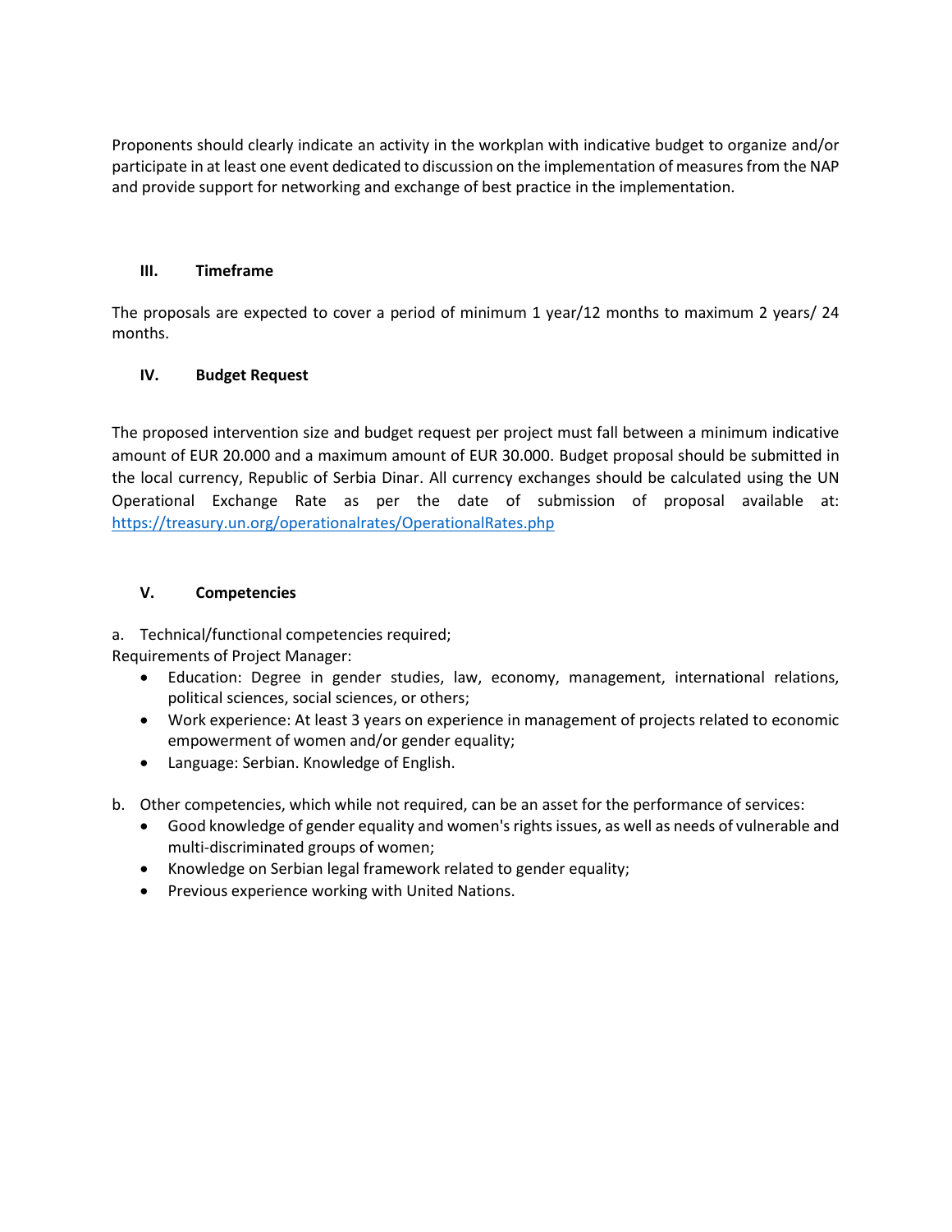Proponents should clearly indicate an activity in the workplan with indicative budget to organize and/or participate in at least one event dedicated to discussion on the implementation of measures from the NAP and provide support for networking and exchange of best practice in the implementation.

### III. Timeframe

The proposals are expected to cover a period of minimum 1 year/12 months to maximum 2 years/ 24 months.

### IV. Budget Request

The proposed intervention size and budget request per project must fall between a minimum indicative amount of EUR 20.000 and a maximum amount of EUR 30.000. Budget proposal should be submitted in the local currency, Republic of Serbia Dinar. All currency exchanges should be calculated using the UN Operational Exchange Rate as per the date of submission of proposal available at: https://treasury.un.org/operationalrates/OperationalRates.php

### V. Competencies

a. Technical/functional competencies required;

Requirements of Project Manager:

- Education: Degree in gender studies, law, economy, management, international relations, political sciences, social sciences, or others;
- Work experience: At least 3 years on experience in management of projects related to economic empowerment of women and/or gender equality;
- Language: Serbian. Knowledge of English.

b. Other competencies, which while not required, can be an asset for the performance of services:

- Good knowledge of gender equality and women's rights issues, as well as needs of vulnerable and multi-discriminated groups of women;
- Knowledge on Serbian legal framework related to gender equality;
- Previous experience working with United Nations.